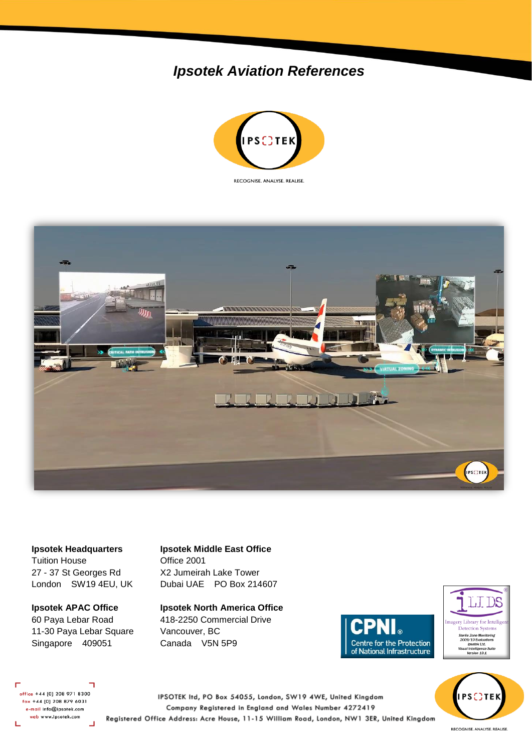# *Ipsotek Aviation References*

RECOGNISE. ANALYSE. REALISE.

**Ipsotek Headquarters**
Tuition House
27 - 37 St Georges Rd
London SW19 4EU, UK

**Ipsotek Middle East Office**
Office 2001
X2 Jumeirah Lake Tower
Dubai UAE PO Box 214607

**Ipsotek APAC Office**
60 Paya Lebar Road
11-30 Paya Lebar Square
Singapore 409051

**Ipsotek North America Office**
418-2250 Commercial Drive
Vancouver, BC
Canada V5N 5P9

CPNI® Centre for the Protection of National Infrastructure

i-LIDS® Imagery Library for Intelligent Detection Systems
Sterile Zone Monitoring
2009/10 Evaluations
Ipsotek Ltd.
Visual Intelligence Suite
Version 10.1

office +44 [0] 208 971 8300
fax +44 [0] 208 879 6031
e-mail info@ipsotek.com
web www.ipsotek.com

IPSOTEK ltd, PO Box 54055, London, SW19 4WE, United Kingdom
Company Registered in England and Wales Number 4272419
Registered Office Address: Acre House, 11-15 William Road, London, NW1 3ER, United Kingdom

RECOGNISE. ANALYSE. REALISE.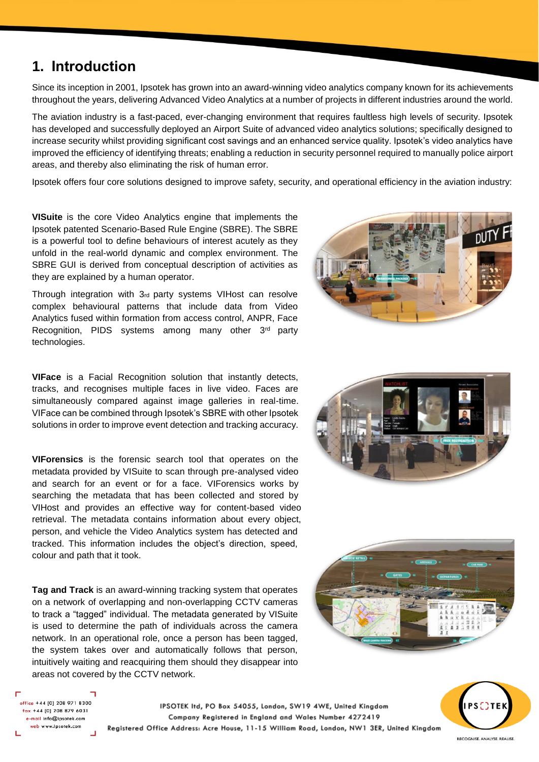# 1. Introduction

Since its inception in 2001, Ipsotek has grown into an award-winning video analytics company known for its achievements throughout the years, delivering Advanced Video Analytics at a number of projects in different industries around the world.

The aviation industry is a fast-paced, ever-changing environment that requires faultless high levels of security. Ipsotek has developed and successfully deployed an Airport Suite of advanced video analytics solutions; specifically designed to increase security whilst providing significant cost savings and an enhanced service quality. Ipsotek's video analytics have improved the efficiency of identifying threats; enabling a reduction in security personnel required to manually police airport areas, and thereby also eliminating the risk of human error.

Ipsotek offers four core solutions designed to improve safety, security, and operational efficiency in the aviation industry:

**VISuite** is the core Video Analytics engine that implements the Ipsotek patented Scenario-Based Rule Engine (SBRE). The SBRE is a powerful tool to define behaviours of interest acutely as they unfold in the real-world dynamic and complex environment. The SBRE GUI is derived from conceptual description of activities as they are explained by a human operator.

Through integration with 3rd party systems VIHost can resolve complex behavioural patterns that include data from Video Analytics fused within formation from access control, ANPR, Face Recognition, PIDS systems among many other 3rd party technologies.

**VIFace** is a Facial Recognition solution that instantly detects, tracks, and recognises multiple faces in live video. Faces are simultaneously compared against image galleries in real-time. VIFace can be combined through Ipsotek's SBRE with other Ipsotek solutions in order to improve event detection and tracking accuracy.

**VIForensics** is the forensic search tool that operates on the metadata provided by VISuite to scan through pre-analysed video and search for an event or for a face. VIForensics works by searching the metadata that has been collected and stored by VIHost and provides an effective way for content-based video retrieval. The metadata contains information about every object, person, and vehicle the Video Analytics system has detected and tracked. This information includes the object's direction, speed, colour and path that it took.

**Tag and Track** is an award-winning tracking system that operates on a network of overlapping and non-overlapping CCTV cameras to track a "tagged" individual. The metadata generated by VISuite is used to determine the path of individuals across the camera network. In an operational role, once a person has been tagged, the system takes over and automatically follows that person, intuitively waiting and reacquiring them should they disappear into areas not covered by the CCTV network.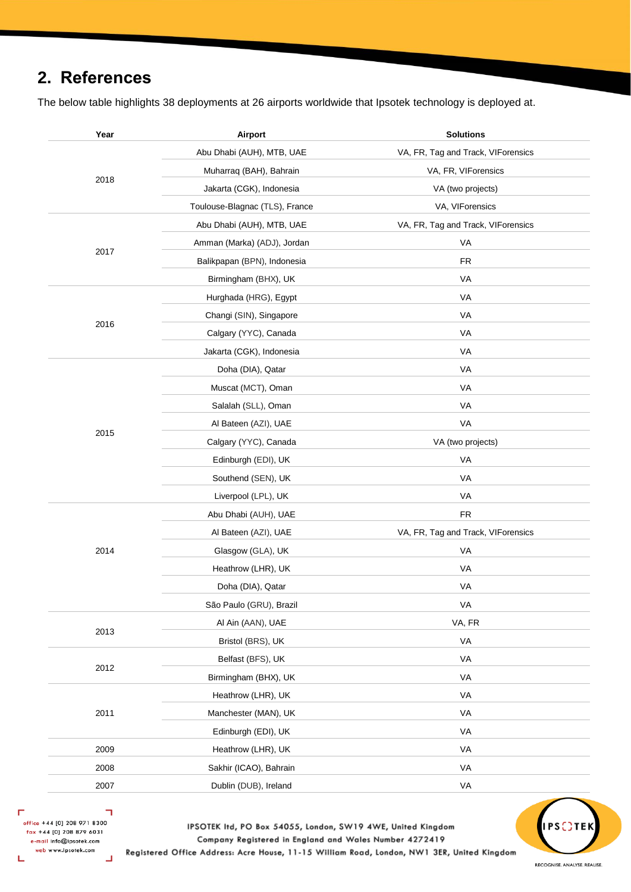## 2. References

The below table highlights 38 deployments at 26 airports worldwide that Ipsotek technology is deployed at.

| Year | Airport | Solutions |
|---|---|---|
| 2018 | Abu Dhabi (AUH), MTB, UAE | VA, FR, Tag and Track, VIForensics |
| | Muharraq (BAH), Bahrain | VA, FR, VIForensics |
| | Jakarta (CGK), Indonesia | VA (two projects) |
| | Toulouse-Blagnac (TLS), France | VA, VIForensics |
| 2017 | Abu Dhabi (AUH), MTB, UAE | VA, FR, Tag and Track, VIForensics |
| | Amman (Marka) (ADJ), Jordan | VA |
| | Balikpapan (BPN), Indonesia | FR |
| | Birmingham (BHX), UK | VA |
| 2016 | Hurghada (HRG), Egypt | VA |
| | Changi (SIN), Singapore | VA |
| | Calgary (YYC), Canada | VA |
| | Jakarta (CGK), Indonesia | VA |
| 2015 | Doha (DIA), Qatar | VA |
| | Muscat (MCT), Oman | VA |
| | Salalah (SLL), Oman | VA |
| | Al Bateen (AZI), UAE | VA |
| | Calgary (YYC), Canada | VA (two projects) |
| | Edinburgh (EDI), UK | VA |
| | Southend (SEN), UK | VA |
| | Liverpool (LPL), UK | VA |
| 2014 | Abu Dhabi (AUH), UAE | FR |
| | Al Bateen (AZI), UAE | VA, FR, Tag and Track, VIForensics |
| | Glasgow (GLA), UK | VA |
| | Heathrow (LHR), UK | VA |
| | Doha (DIA), Qatar | VA |
| | São Paulo (GRU), Brazil | VA |
| 2013 | Al Ain (AAN), UAE | VA, FR |
| | Bristol (BRS), UK | VA |
| 2012 | Belfast (BFS), UK | VA |
| | Birmingham (BHX), UK | VA |
| 2011 | Heathrow (LHR), UK | VA |
| | Manchester (MAN), UK | VA |
| | Edinburgh (EDI), UK | VA |
| 2009 | Heathrow (LHR), UK | VA |
| 2008 | Sakhir (ICAO), Bahrain | VA |
| 2007 | Dublin (DUB), Ireland | VA |